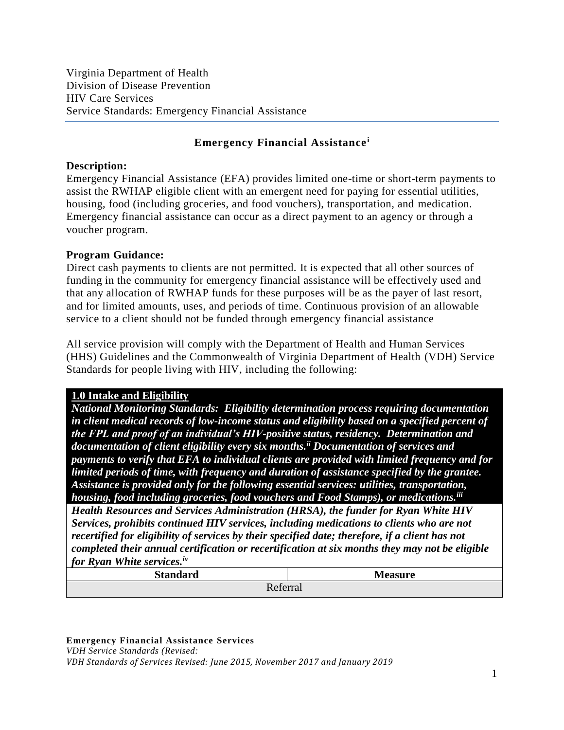Virginia Department of Health
Division of Disease Prevention
HIV Care Services
Service Standards: Emergency Financial Assistance

## Emergency Financial Assistance[i]

**Description:**
Emergency Financial Assistance (EFA) provides limited one-time or short-term payments to assist the RWHAP eligible client with an emergent need for paying for essential utilities, housing, food (including groceries, and food vouchers), transportation, and medication. Emergency financial assistance can occur as a direct payment to an agency or through a voucher program.

**Program Guidance:**
Direct cash payments to clients are not permitted. It is expected that all other sources of funding in the community for emergency financial assistance will be effectively used and that any allocation of RWHAP funds for these purposes will be as the payer of last resort, and for limited amounts, uses, and periods of time. Continuous provision of an allowable service to a client should not be funded through emergency financial assistance

All service provision will comply with the Department of Health and Human Services (HHS) Guidelines and the Commonwealth of Virginia Department of Health (VDH) Service Standards for people living with HIV, including the following:

**1.0 Intake and Eligibility**

***National Monitoring Standards: Eligibility determination process requiring documentation in client medical records of low-income status and eligibility based on a specified percent of the FPL and proof of an individual's HIV-positive status, residency. Determination and documentation of client eligibility every six months.[ii] Documentation of services and payments to verify that EFA to individual clients are provided with limited frequency and for limited periods of time, with frequency and duration of assistance specified by the grantee. Assistance is provided only for the following essential services: utilities, transportation, housing, food including groceries, food vouchers and Food Stamps), or medications.[iii]***

***Health Resources and Services Administration (HRSA), the funder for Ryan White HIV Services, prohibits continued HIV services, including medications to clients who are not recertified for eligibility of services by their specified date; therefore, if a client has not completed their annual certification or recertification at six months they may not be eligible for Ryan White services.[iv]***

| Standard | Measure |
|---|---|
| Referral | |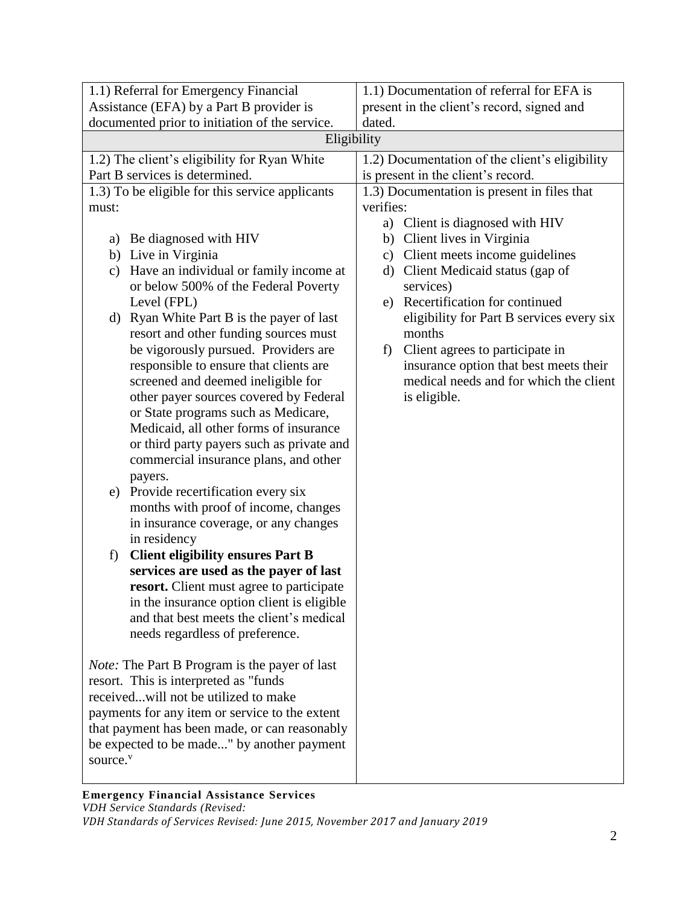| | |
|---|---|
| 1.1) Referral for Emergency Financial Assistance (EFA) by a Part B provider is documented prior to initiation of the service. | 1.1) Documentation of referral for EFA is present in the client's record, signed and dated. |
| **Eligibility** | |
| 1.2) The client's eligibility for Ryan White Part B services is determined. | 1.2) Documentation of the client's eligibility is present in the client's record. |
| 1.3) To be eligible for this service applicants must:<br><br>a) Be diagnosed with HIV<br>b) Live in Virginia<br>c) Have an individual or family income at or below 500% of the Federal Poverty Level (FPL)<br>d) Ryan White Part B is the payer of last resort and other funding sources must be vigorously pursued. Providers are responsible to ensure that clients are screened and deemed ineligible for other payer sources covered by Federal or State programs such as Medicare, Medicaid, all other forms of insurance or third party payers such as private and commercial insurance plans, and other payers.<br>e) Provide recertification every six months with proof of income, changes in insurance coverage, or any changes in residency<br>f) **Client eligibility ensures Part B services are used as the payer of last resort.** Client must agree to participate in the insurance option client is eligible and that best meets the client's medical needs regardless of preference.<br><br>*Note:* The Part B Program is the payer of last resort. This is interpreted as "funds received...will not be utilized to make payments for any item or service to the extent that payment has been made, or can reasonably be expected to be made..." by another payment source.[v] | 1.3) Documentation is present in files that verifies:<br>a) Client is diagnosed with HIV<br>b) Client lives in Virginia<br>c) Client meets income guidelines<br>d) Client Medicaid status (gap of services)<br>e) Recertification for continued eligibility for Part B services every six months<br>f) Client agrees to participate in insurance option that best meets their medical needs and for which the client is eligible. |

**Emergency Financial Assistance Services**
*VDH Service Standards (Revised:*
*VDH Standards of Services Revised: June 2015, November 2017 and January 2019*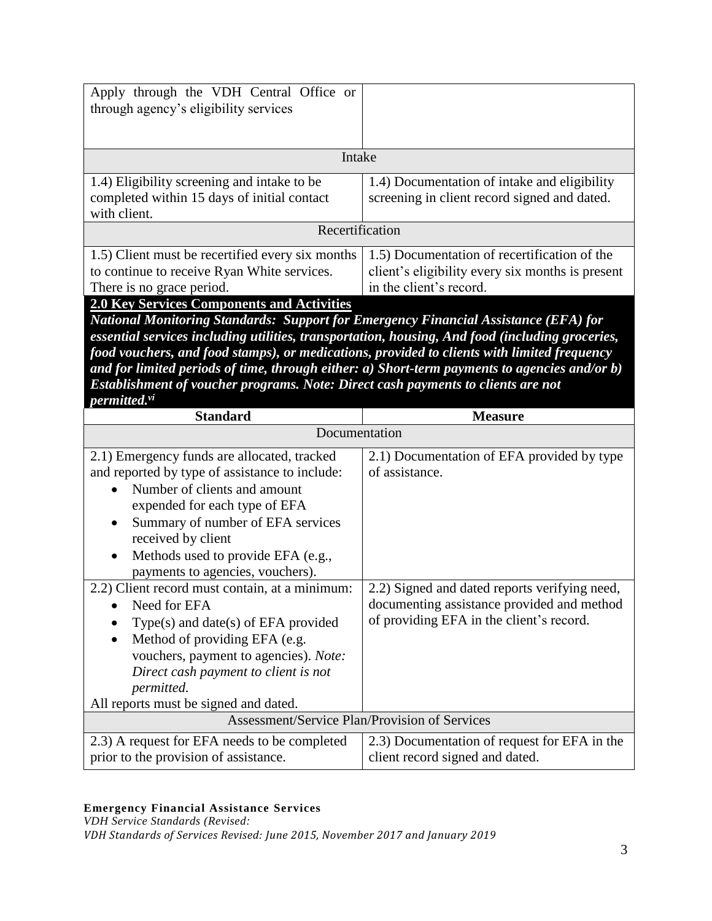| | |
|---|---|
| Apply through the VDH Central Office or through agency's eligibility services | |
| **Intake** | |
| 1.4) Eligibility screening and intake to be completed within 15 days of initial contact with client. | 1.4) Documentation of intake and eligibility screening in client record signed and dated. |
| **Recertification** | |
| 1.5) Client must be recertified every six months to continue to receive Ryan White services. There is no grace period. | 1.5) Documentation of recertification of the client's eligibility every six months is present in the client's record. |

**2.0 Key Services Components and Activities**

***National Monitoring Standards: Support for Emergency Financial Assistance (EFA) for essential services including utilities, transportation, housing, And food (including groceries, food vouchers, and food stamps), or medications, provided to clients with limited frequency and for limited periods of time, through either: a) Short-term payments to agencies and/or b) Establishment of voucher programs. Note: Direct cash payments to clients are not permitted.[vi]***

| Standard | Measure |
|---|---|
| **Documentation** | |
| 2.1) Emergency funds are allocated, tracked and reported by type of assistance to include:<br>• Number of clients and amount expended for each type of EFA<br>• Summary of number of EFA services received by client<br>• Methods used to provide EFA (e.g., payments to agencies, vouchers). | 2.1) Documentation of EFA provided by type of assistance. |
| 2.2) Client record must contain, at a minimum:<br>• Need for EFA<br>• Type(s) and date(s) of EFA provided<br>• Method of providing EFA (e.g. vouchers, payment to agencies). *Note: Direct cash payment to client is not permitted.*<br>All reports must be signed and dated. | 2.2) Signed and dated reports verifying need, documenting assistance provided and method of providing EFA in the client's record. |
| **Assessment/Service Plan/Provision of Services** | |
| 2.3) A request for EFA needs to be completed prior to the provision of assistance. | 2.3) Documentation of request for EFA in the client record signed and dated. |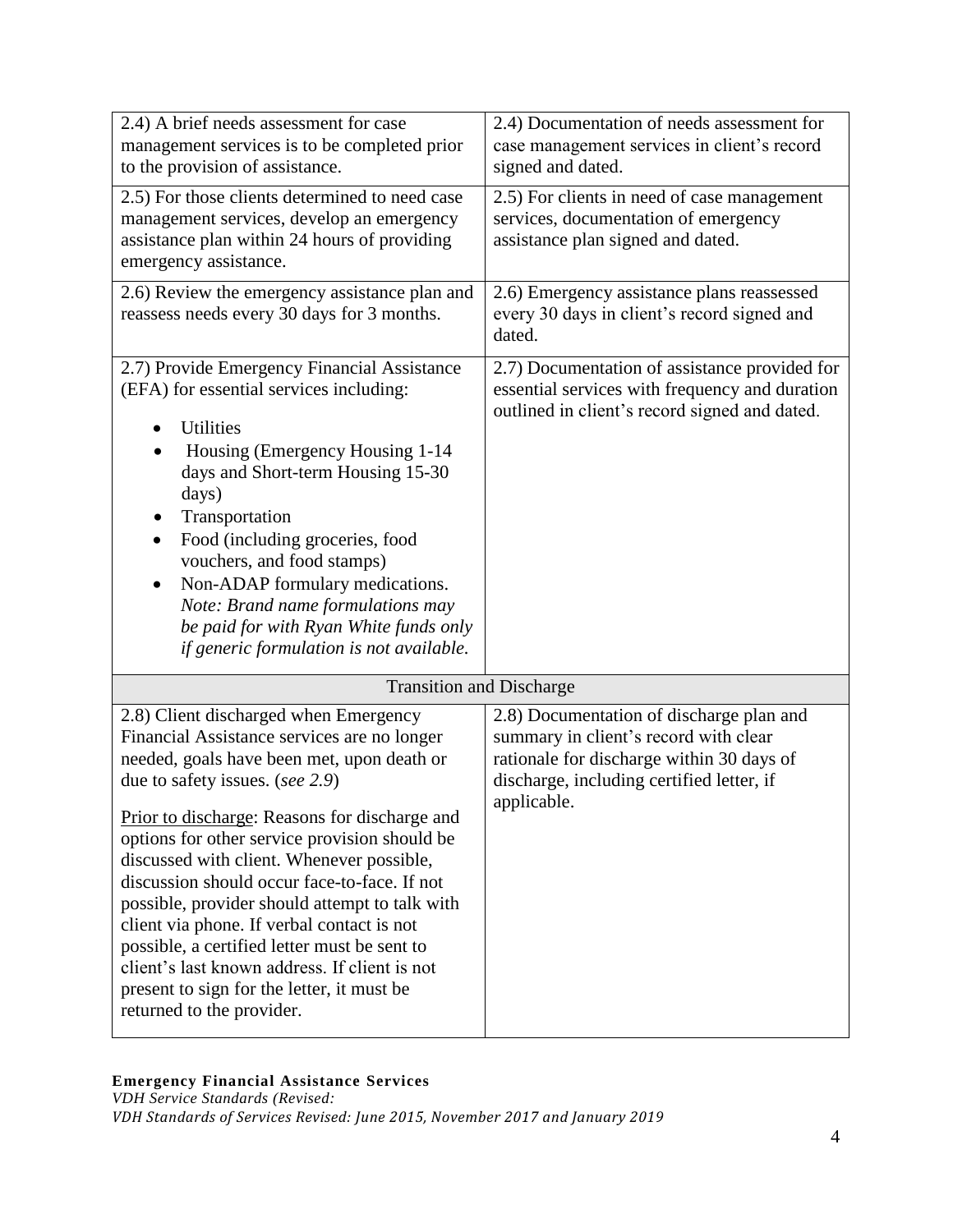| | |
|---|---|
| 2.4) A brief needs assessment for case management services is to be completed prior to the provision of assistance. | 2.4) Documentation of needs assessment for case management services in client's record signed and dated. |
| 2.5) For those clients determined to need case management services, develop an emergency assistance plan within 24 hours of providing emergency assistance. | 2.5) For clients in need of case management services, documentation of emergency assistance plan signed and dated. |
| 2.6) Review the emergency assistance plan and reassess needs every 30 days for 3 months. | 2.6) Emergency assistance plans reassessed every 30 days in client's record signed and dated. |
| 2.7) Provide Emergency Financial Assistance (EFA) for essential services including:<br>• Utilities<br>• Housing (Emergency Housing 1-14 days and Short-term Housing 15-30 days)<br>• Transportation<br>• Food (including groceries, food vouchers, and food stamps)<br>• Non-ADAP formulary medications. *Note: Brand name formulations may be paid for with Ryan White funds only if generic formulation is not available.* | 2.7) Documentation of assistance provided for essential services with frequency and duration outlined in client's record signed and dated. |
| **Transition and Discharge** | |
| 2.8) Client discharged when Emergency Financial Assistance services are no longer needed, goals have been met, upon death or due to safety issues. (*see 2.9*)<br><br>Prior to discharge: Reasons for discharge and options for other service provision should be discussed with client. Whenever possible, discussion should occur face-to-face. If not possible, provider should attempt to talk with client via phone. If verbal contact is not possible, a certified letter must be sent to client's last known address. If client is not present to sign for the letter, it must be returned to the provider. | 2.8) Documentation of discharge plan and summary in client's record with clear rationale for discharge within 30 days of discharge, including certified letter, if applicable. |

**Emergency Financial Assistance Services**
*VDH Service Standards (Revised:*
*VDH Standards of Services Revised: June 2015, November 2017 and January 2019*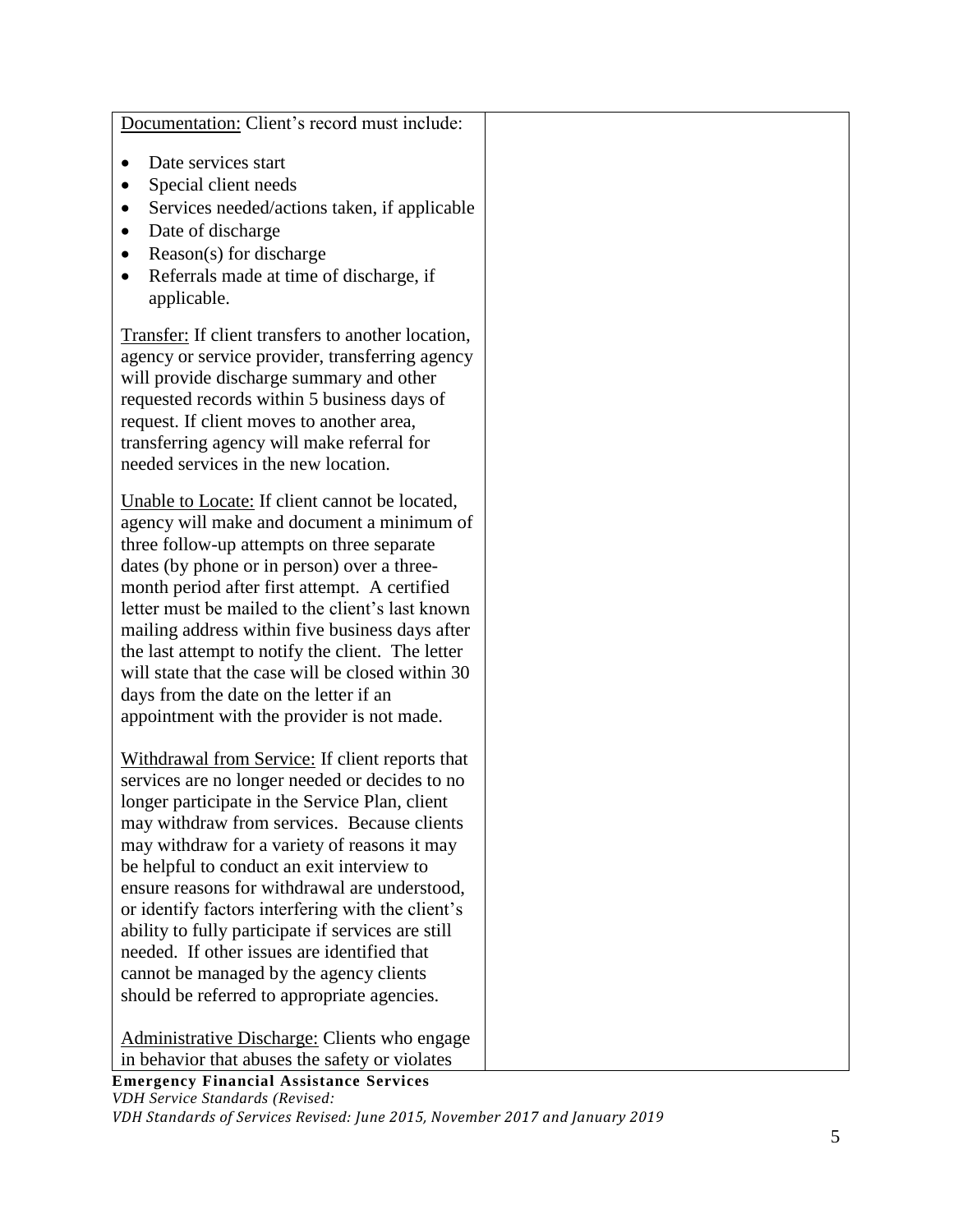| | |
|---|---|
| Documentation: Client's record must include:<br><br>• Date services start<br>• Special client needs<br>• Services needed/actions taken, if applicable<br>• Date of discharge<br>• Reason(s) for discharge<br>• Referrals made at time of discharge, if applicable.<br><br>Transfer: If client transfers to another location, agency or service provider, transferring agency will provide discharge summary and other requested records within 5 business days of request. If client moves to another area, transferring agency will make referral for needed services in the new location.<br><br>Unable to Locate: If client cannot be located, agency will make and document a minimum of three follow-up attempts on three separate dates (by phone or in person) over a three-month period after first attempt. A certified letter must be mailed to the client's last known mailing address within five business days after the last attempt to notify the client. The letter will state that the case will be closed within 30 days from the date on the letter if an appointment with the provider is not made.<br><br>Withdrawal from Service: If client reports that services are no longer needed or decides to no longer participate in the Service Plan, client may withdraw from services. Because clients may withdraw for a variety of reasons it may be helpful to conduct an exit interview to ensure reasons for withdrawal are understood, or identify factors interfering with the client's ability to fully participate if services are still needed. If other issues are identified that cannot be managed by the agency clients should be referred to appropriate agencies.<br><br>Administrative Discharge: Clients who engage in behavior that abuses the safety or violates | |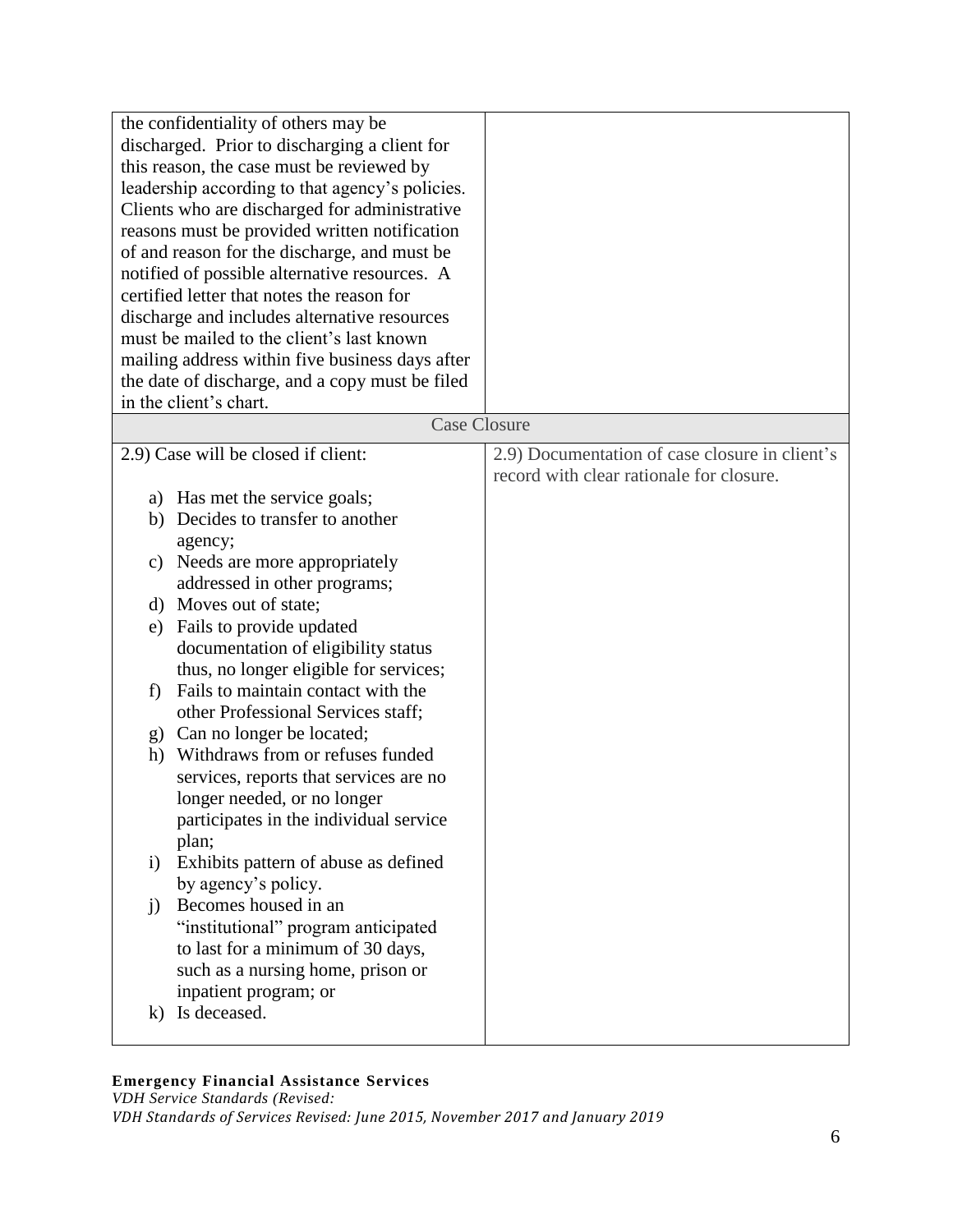| | |
|---|---|
| the confidentiality of others may be discharged. Prior to discharging a client for this reason, the case must be reviewed by leadership according to that agency's policies. Clients who are discharged for administrative reasons must be provided written notification of and reason for the discharge, and must be notified of possible alternative resources. A certified letter that notes the reason for discharge and includes alternative resources must be mailed to the client's last known mailing address within five business days after the date of discharge, and a copy must be filed in the client's chart. | |
| **Case Closure** | |
| 2.9) Case will be closed if client:<br><br>a) Has met the service goals;<br>b) Decides to transfer to another agency;<br>c) Needs are more appropriately addressed in other programs;<br>d) Moves out of state;<br>e) Fails to provide updated documentation of eligibility status thus, no longer eligible for services;<br>f) Fails to maintain contact with the other Professional Services staff;<br>g) Can no longer be located;<br>h) Withdraws from or refuses funded services, reports that services are no longer needed, or no longer participates in the individual service plan;<br>i) Exhibits pattern of abuse as defined by agency's policy.<br>j) Becomes housed in an "institutional" program anticipated to last for a minimum of 30 days, such as a nursing home, prison or inpatient program; or<br>k) Is deceased. | 2.9) Documentation of case closure in client's record with clear rationale for closure. |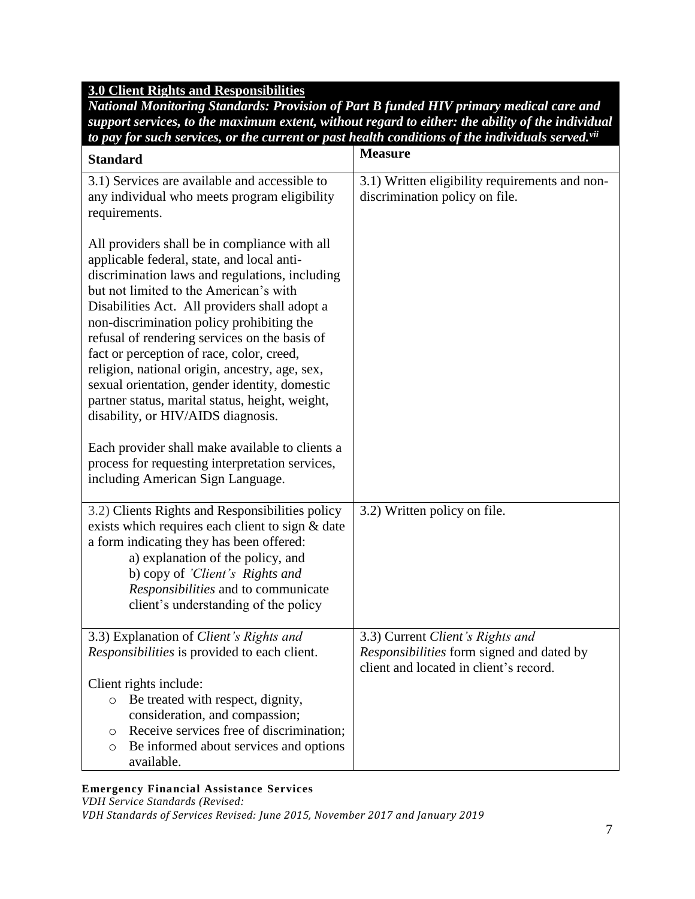**3.0 Client Rights and Responsibilities**

***National Monitoring Standards: Provision of Part B funded HIV primary medical care and support services, to the maximum extent, without regard to either: the ability of the individual to pay for such services, or the current or past health conditions of the individuals served.[vii]***

| Standard | Measure |
| --- | --- |
| 3.1) Services are available and accessible to any individual who meets program eligibility requirements.<br><br>All providers shall be in compliance with all applicable federal, state, and local anti-discrimination laws and regulations, including but not limited to the American's with Disabilities Act. All providers shall adopt a non-discrimination policy prohibiting the refusal of rendering services on the basis of fact or perception of race, color, creed, religion, national origin, ancestry, age, sex, sexual orientation, gender identity, domestic partner status, marital status, height, weight, disability, or HIV/AIDS diagnosis.<br><br>Each provider shall make available to clients a process for requesting interpretation services, including American Sign Language. | 3.1) Written eligibility requirements and non-discrimination policy on file. |
| 3.2) Clients Rights and Responsibilities policy exists which requires each client to sign & date a form indicating they has been offered:<br>a) explanation of the policy, and<br>b) copy of *'Client's Rights and Responsibilities* and to communicate client's understanding of the policy | 3.2) Written policy on file. |
| 3.3) Explanation of *Client's Rights and Responsibilities* is provided to each client.<br><br>Client rights include:<br>○ Be treated with respect, dignity, consideration, and compassion;<br>○ Receive services free of discrimination;<br>○ Be informed about services and options available. | 3.3) Current *Client's Rights and Responsibilities* form signed and dated by client and located in client's record. |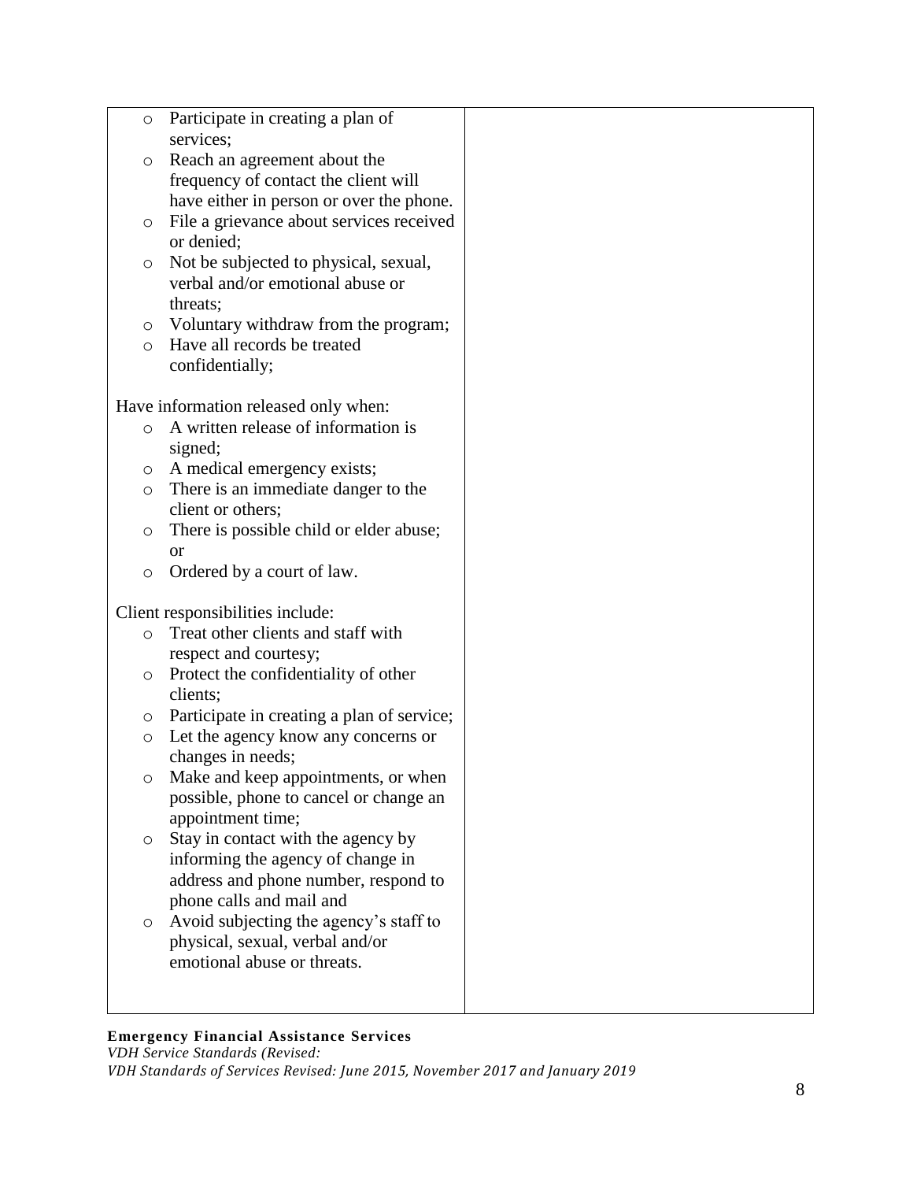| | |
|---|---|
| ○ Participate in creating a plan of services;<br>○ Reach an agreement about the frequency of contact the client will have either in person or over the phone.<br>○ File a grievance about services received or denied;<br>○ Not be subjected to physical, sexual, verbal and/or emotional abuse or threats;<br>○ Voluntary withdraw from the program;<br>○ Have all records be treated confidentially;<br><br>Have information released only when:<br>○ A written release of information is signed;<br>○ A medical emergency exists;<br>○ There is an immediate danger to the client or others;<br>○ There is possible child or elder abuse; or<br>○ Ordered by a court of law.<br><br>Client responsibilities include:<br>○ Treat other clients and staff with respect and courtesy;<br>○ Protect the confidentiality of other clients;<br>○ Participate in creating a plan of service;<br>○ Let the agency know any concerns or changes in needs;<br>○ Make and keep appointments, or when possible, phone to cancel or change an appointment time;<br>○ Stay in contact with the agency by informing the agency of change in address and phone number, respond to phone calls and mail and<br>○ Avoid subjecting the agency's staff to physical, sexual, verbal and/or emotional abuse or threats. | |

**Emergency Financial Assistance Services**
*VDH Service Standards (Revised:*
*VDH Standards of Services Revised: June 2015, November 2017 and January 2019*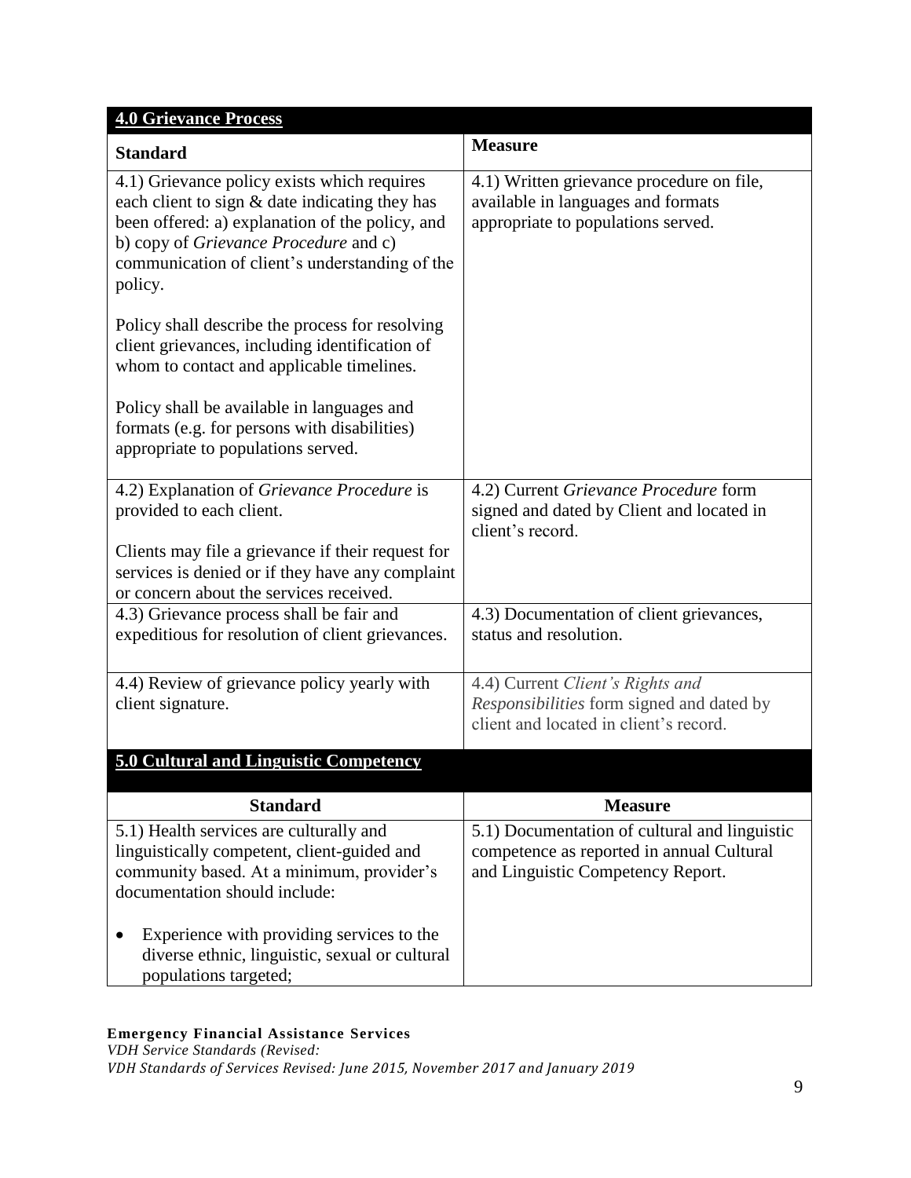| **4.0 Grievance Process** | |
|---|---|
| **Standard** | **Measure** |
| 4.1) Grievance policy exists which requires each client to sign & date indicating they has been offered: a) explanation of the policy, and b) copy of *Grievance Procedure* and c) communication of client's understanding of the policy.<br><br>Policy shall describe the process for resolving client grievances, including identification of whom to contact and applicable timelines.<br><br>Policy shall be available in languages and formats (e.g. for persons with disabilities) appropriate to populations served. | 4.1) Written grievance procedure on file, available in languages and formats appropriate to populations served. |
| 4.2) Explanation of *Grievance Procedure* is provided to each client.<br><br>Clients may file a grievance if their request for services is denied or if they have any complaint or concern about the services received. | 4.2) Current *Grievance Procedure* form signed and dated by Client and located in client's record. |
| 4.3) Grievance process shall be fair and expeditious for resolution of client grievances. | 4.3) Documentation of client grievances, status and resolution. |
| 4.4) Review of grievance policy yearly with client signature. | 4.4) Current *Client's Rights and Responsibilities* form signed and dated by client and located in client's record. |

| **5.0 Cultural and Linguistic Competency** | |
|---|---|
| **Standard** | **Measure** |
| 5.1) Health services are culturally and linguistically competent, client-guided and community based. At a minimum, provider's documentation should include:<br><br>• Experience with providing services to the diverse ethnic, linguistic, sexual or cultural populations targeted; | 5.1) Documentation of cultural and linguistic competence as reported in annual Cultural and Linguistic Competency Report. |

**Emergency Financial Assistance Services**
*VDH Service Standards (Revised:*
*VDH Standards of Services Revised: June 2015, November 2017 and January 2019*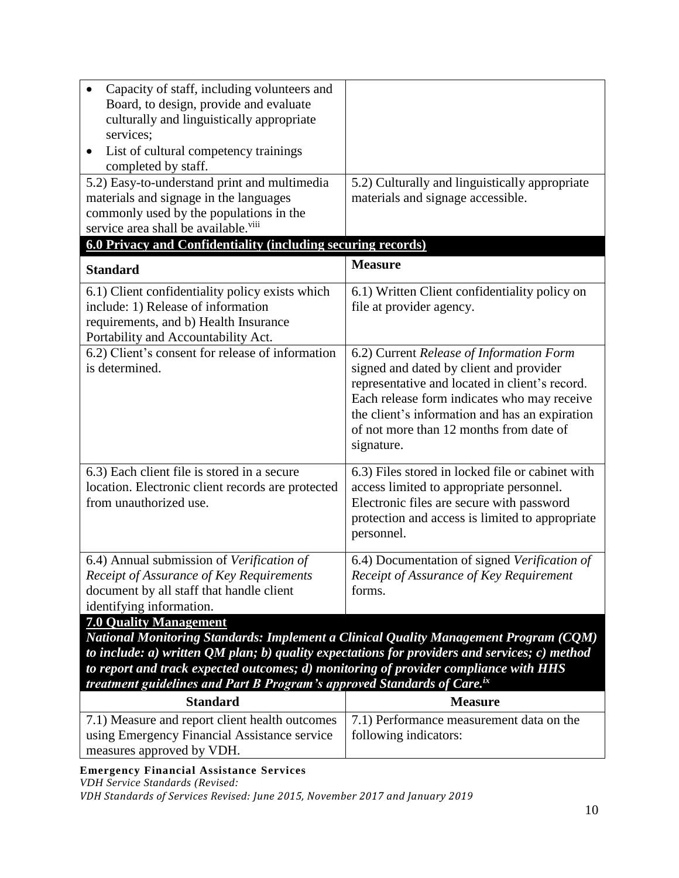| | |
|---|---|
| • Capacity of staff, including volunteers and Board, to design, provide and evaluate culturally and linguistically appropriate services;<br>• List of cultural competency trainings completed by staff. | |
| 5.2) Easy-to-understand print and multimedia materials and signage in the languages commonly used by the populations in the service area shall be available.[viii] | 5.2) Culturally and linguistically appropriate materials and signage accessible. |

**6.0 Privacy and Confidentiality (including securing records)**

| Standard | Measure |
|---|---|
| 6.1) Client confidentiality policy exists which include: 1) Release of information requirements, and b) Health Insurance Portability and Accountability Act. | 6.1) Written Client confidentiality policy on file at provider agency. |
| 6.2) Client's consent for release of information is determined. | 6.2) Current *Release of Information Form* signed and dated by client and provider representative and located in client's record. Each release form indicates who may receive the client's information and has an expiration of not more than 12 months from date of signature. |
| 6.3) Each client file is stored in a secure location. Electronic client records are protected from unauthorized use. | 6.3) Files stored in locked file or cabinet with access limited to appropriate personnel. Electronic files are secure with password protection and access is limited to appropriate personnel. |
| 6.4) Annual submission of *Verification of Receipt of Assurance of Key Requirements* document by all staff that handle client identifying information. | 6.4) Documentation of signed *Verification of Receipt of Assurance of Key Requirement* forms. |

**7.0 Quality Management**

***National Monitoring Standards: Implement a Clinical Quality Management Program (CQM) to include: a) written QM plan; b) quality expectations for providers and services; c) method to report and track expected outcomes; d) monitoring of provider compliance with HHS treatment guidelines and Part B Program's approved Standards of Care.[ix]***

| Standard | Measure |
|---|---|
| 7.1) Measure and report client health outcomes using Emergency Financial Assistance service measures approved by VDH. | 7.1) Performance measurement data on the following indicators: |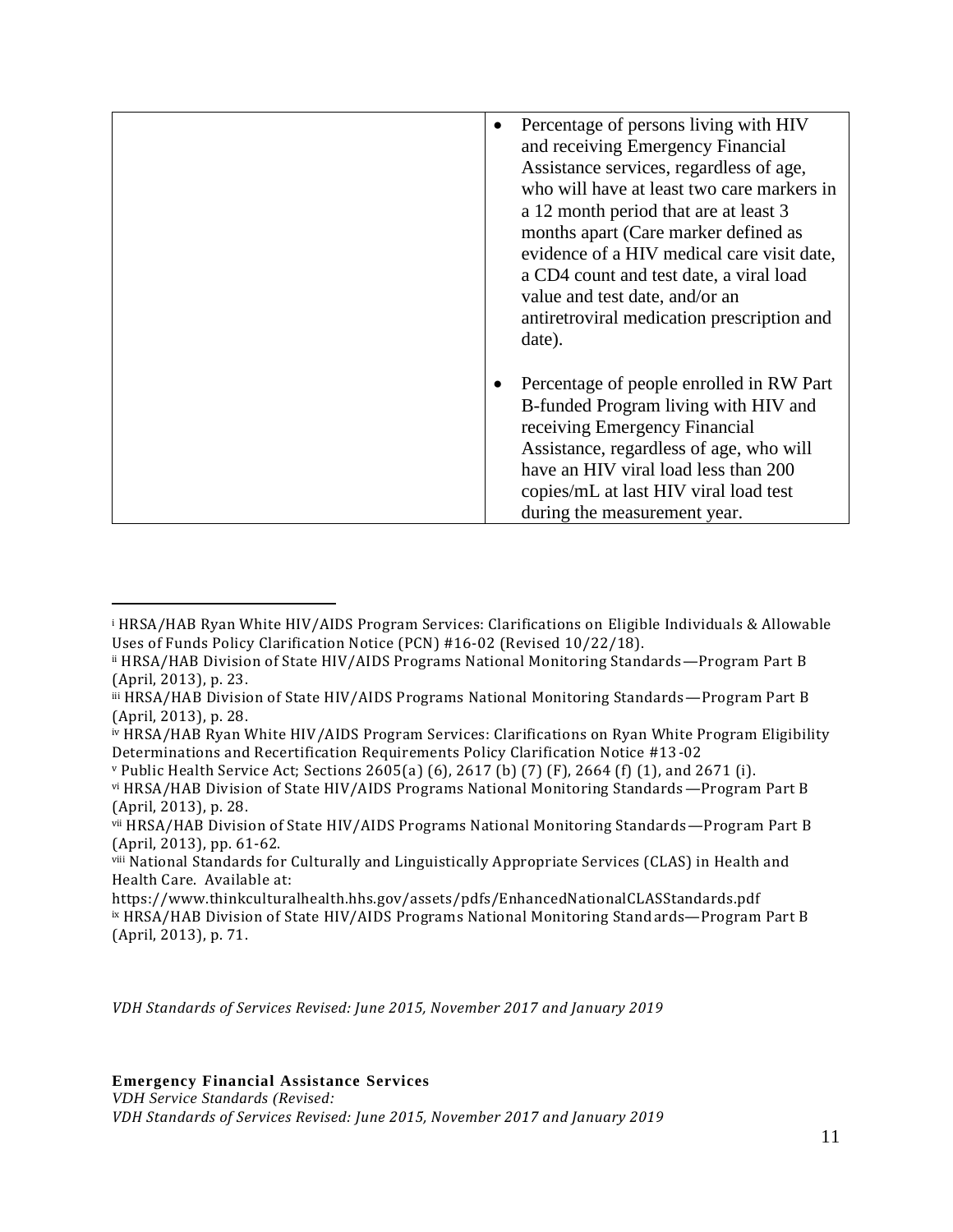| | |
|---|---|
| | • Percentage of persons living with HIV and receiving Emergency Financial Assistance services, regardless of age, who will have at least two care markers in a 12 month period that are at least 3 months apart (Care marker defined as evidence of a HIV medical care visit date, a CD4 count and test date, a viral load value and test date, and/or an antiretroviral medication prescription and date).<br><br>• Percentage of people enrolled in RW Part B-funded Program living with HIV and receiving Emergency Financial Assistance, regardless of age, who will have an HIV viral load less than 200 copies/mL at last HIV viral load test during the measurement year. |

---

[i] HRSA/HAB Ryan White HIV/AIDS Program Services: Clarifications on Eligible Individuals & Allowable Uses of Funds Policy Clarification Notice (PCN) #16-02 (Revised 10/22/18).

[ii] HRSA/HAB Division of State HIV/AIDS Programs National Monitoring Standards—Program Part B (April, 2013), p. 23.

[iii] HRSA/HAB Division of State HIV/AIDS Programs National Monitoring Standards—Program Part B (April, 2013), p. 28.

[iv] HRSA/HAB Ryan White HIV/AIDS Program Services: Clarifications on Ryan White Program Eligibility Determinations and Recertification Requirements Policy Clarification Notice #13-02

[v] Public Health Service Act; Sections 2605(a) (6), 2617 (b) (7) (F), 2664 (f) (1), and 2671 (i).

[vi] HRSA/HAB Division of State HIV/AIDS Programs National Monitoring Standards—Program Part B (April, 2013), p. 28.

[vii] HRSA/HAB Division of State HIV/AIDS Programs National Monitoring Standards—Program Part B (April, 2013), pp. 61-62.

[viii] National Standards for Culturally and Linguistically Appropriate Services (CLAS) in Health and Health Care. Available at: https://www.thinkculturalhealth.hhs.gov/assets/pdfs/EnhancedNationalCLASStandards.pdf

[ix] HRSA/HAB Division of State HIV/AIDS Programs National Monitoring Standards—Program Part B (April, 2013), p. 71.

*VDH Standards of Services Revised: June 2015, November 2017 and January 2019*